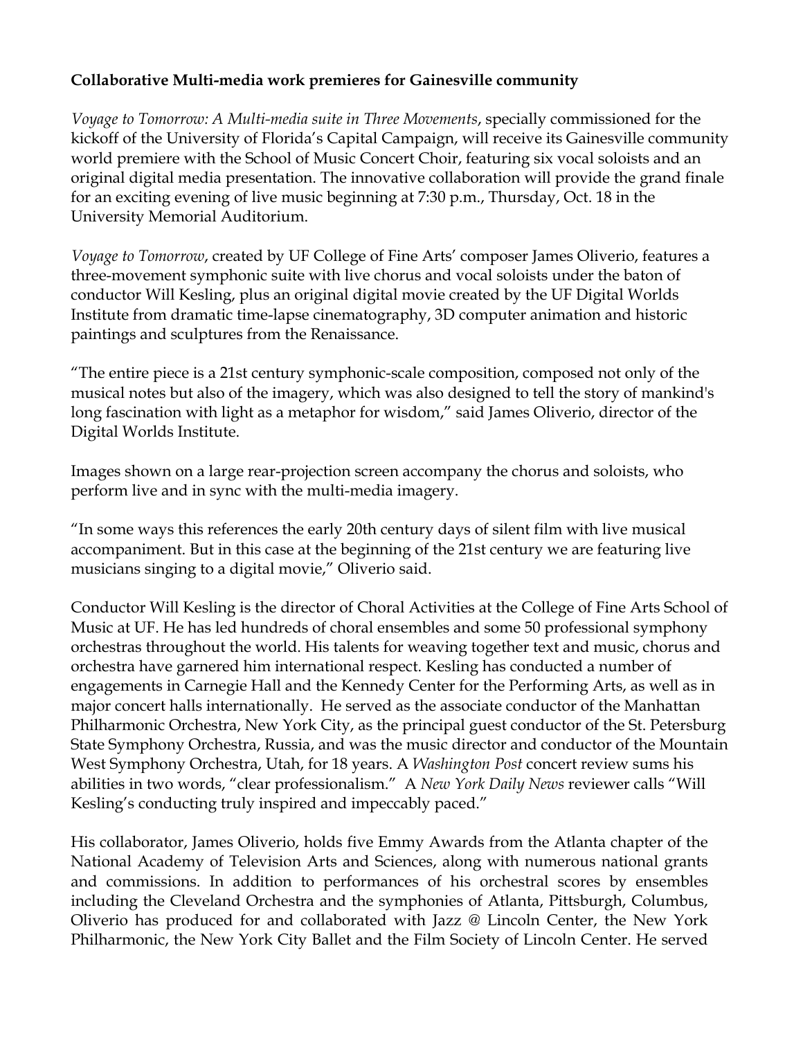**Collaborative Multi-media work premieres for Gainesville community**

*Voyage to Tomorrow: A Multi-media suite in Three Movements*, specially commissioned for the kickoff of the University of Florida's Capital Campaign, will receive its Gainesville community world premiere with the School of Music Concert Choir, featuring six vocal soloists and an original digital media presentation. The innovative collaboration will provide the grand finale for an exciting evening of live music beginning at 7:30 p.m., Thursday, Oct. 18 in the University Memorial Auditorium.

*Voyage to Tomorrow*, created by UF College of Fine Arts' composer James Oliverio, features a three-movement symphonic suite with live chorus and vocal soloists under the baton of conductor Will Kesling, plus an original digital movie created by the UF Digital Worlds Institute from dramatic time-lapse cinematography, 3D computer animation and historic paintings and sculptures from the Renaissance.

"The entire piece is a 21st century symphonic-scale composition, composed not only of the musical notes but also of the imagery, which was also designed to tell the story of mankind's long fascination with light as a metaphor for wisdom," said James Oliverio, director of the Digital Worlds Institute.

Images shown on a large rear-projection screen accompany the chorus and soloists, who perform live and in sync with the multi-media imagery.

"In some ways this references the early 20th century days of silent film with live musical accompaniment. But in this case at the beginning of the 21st century we are featuring live musicians singing to a digital movie," Oliverio said.

Conductor Will Kesling is the director of Choral Activities at the College of Fine Arts School of Music at UF. He has led hundreds of choral ensembles and some 50 professional symphony orchestras throughout the world. His talents for weaving together text and music, chorus and orchestra have garnered him international respect. Kesling has conducted a number of engagements in Carnegie Hall and the Kennedy Center for the Performing Arts, as well as in major concert halls internationally. He served as the associate conductor of the Manhattan Philharmonic Orchestra, New York City, as the principal guest conductor of the St. Petersburg State Symphony Orchestra, Russia, and was the music director and conductor of the Mountain West Symphony Orchestra, Utah, for 18 years. A *Washington Post* concert review sums his abilities in two words, "clear professionalism." A *New York Daily News* reviewer calls "Will Kesling's conducting truly inspired and impeccably paced."

His collaborator, James Oliverio, holds five Emmy Awards from the Atlanta chapter of the National Academy of Television Arts and Sciences, along with numerous national grants and commissions. In addition to performances of his orchestral scores by ensembles including the Cleveland Orchestra and the symphonies of Atlanta, Pittsburgh, Columbus, Oliverio has produced for and collaborated with Jazz @ Lincoln Center, the New York Philharmonic, the New York City Ballet and the Film Society of Lincoln Center. He served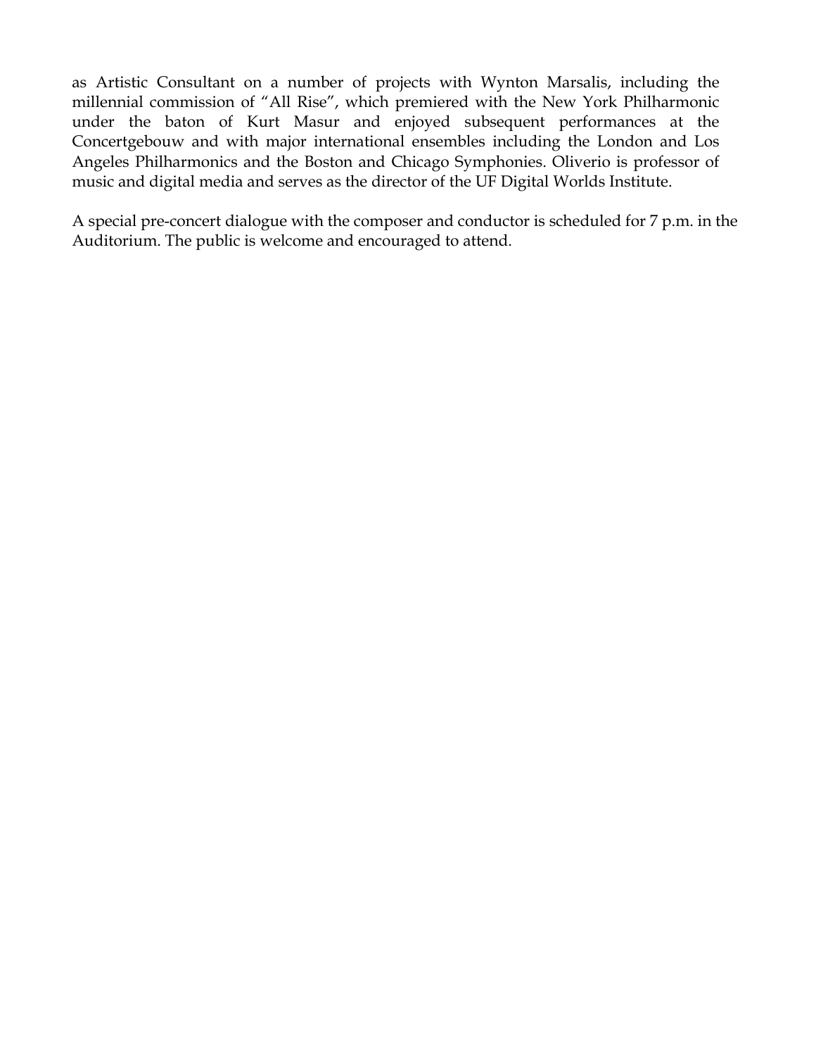as Artistic Consultant on a number of projects with Wynton Marsalis, including the millennial commission of "All Rise", which premiered with the New York Philharmonic under the baton of Kurt Masur and enjoyed subsequent performances at the Concertgebouw and with major international ensembles including the London and Los Angeles Philharmonics and the Boston and Chicago Symphonies. Oliverio is professor of music and digital media and serves as the director of the UF Digital Worlds Institute.

A special pre-concert dialogue with the composer and conductor is scheduled for 7 p.m. in the Auditorium. The public is welcome and encouraged to attend.